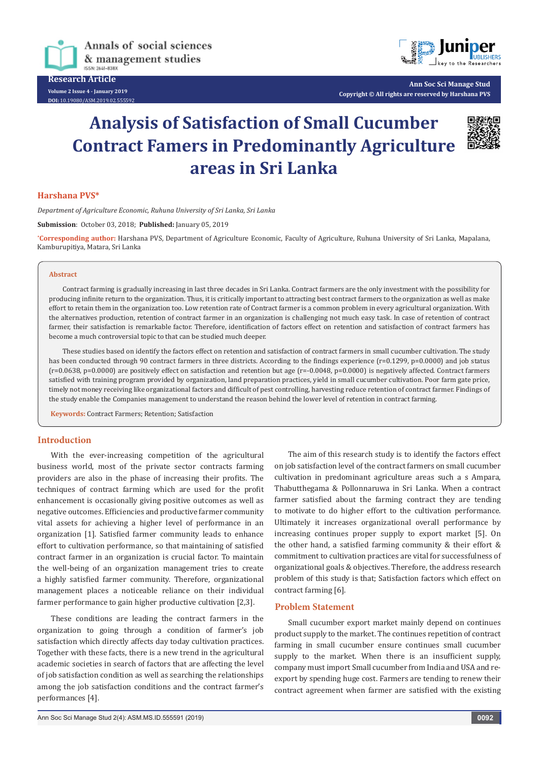Research Article

# Analysis of Satisfaction of Small Cucumber Contract Famers in Predominantly Agriculture areas in Sri Lanka

**Harshana PVS***

*Department of Agriculture Economic, Ruhuna University of Sri Lanka, Sri Lanka*

**Submission**: October 03, 2018; **Published:** January 05, 2019

***Corresponding author:** Harshana PVS, Department of Agriculture Economic, Faculty of Agriculture, Ruhuna University of Sri Lanka, Mapalana, Kamburupitiya, Matara, Sri Lanka

## Abstract

Contract farming is gradually increasing in last three decades in Sri Lanka. Contract farmers are the only investment with the possibility for producing infinite return to the organization. Thus, it is critically important to attracting best contract farmers to the organization as well as make effort to retain them in the organization too. Low retention rate of Contract farmer is a common problem in every agricultural organization. With the alternatives production, retention of contract farmer in an organization is challenging not much easy task. In case of retention of contract farmer, their satisfaction is remarkable factor. Therefore, identification of factors effect on retention and satisfaction of contract farmers has become a much controversial topic to that can be studied much deeper.

These studies based on identify the factors effect on retention and satisfaction of contract farmers in small cucumber cultivation. The study has been conducted through 90 contract farmers in three districts. According to the findings experience (r=0.1299, p=0.0000) and job status (r=0.0638, p=0.0000) are positively effect on satisfaction and retention but age (r=-0.0048, p=0.0000) is negatively affected. Contract farmers satisfied with training program provided by organization, land preparation practices, yield in small cucumber cultivation. Poor farm gate price, timely not money receiving like organizational factors and difficult of pest controlling, harvesting reduce retention of contract farmer. Findings of the study enable the Companies management to understand the reason behind the lower level of retention in contract farming.

**Keywords:** Contract Farmers; Retention; Satisfaction

## Introduction

With the ever-increasing competition of the agricultural business world, most of the private sector contracts farming providers are also in the phase of increasing their profits. The techniques of contract farming which are used for the profit enhancement is occasionally giving positive outcomes as well as negative outcomes. Efficiencies and productive farmer community vital assets for achieving a higher level of performance in an organization [1]. Satisfied farmer community leads to enhance effort to cultivation performance, so that maintaining of satisfied contract farmer in an organization is crucial factor. To maintain the well-being of an organization management tries to create a highly satisfied farmer community. Therefore, organizational management places a noticeable reliance on their individual farmer performance to gain higher productive cultivation [2,3].

These conditions are leading the contract farmers in the organization to going through a condition of farmer's job satisfaction which directly affects day today cultivation practices. Together with these facts, there is a new trend in the agricultural academic societies in search of factors that are affecting the level of job satisfaction condition as well as searching the relationships among the job satisfaction conditions and the contract farmer's performances [4].

The aim of this research study is to identify the factors effect on job satisfaction level of the contract farmers on small cucumber cultivation in predominant agriculture areas such a s Ampara, Thabutthegama & Pollonnaruwa in Sri Lanka. When a contract farmer satisfied about the farming contract they are tending to motivate to do higher effort to the cultivation performance. Ultimately it increases organizational overall performance by increasing continues proper supply to export market [5]. On the other hand, a satisfied farming community & their effort & commitment to cultivation practices are vital for successfulness of organizational goals & objectives. Therefore, the address research problem of this study is that; Satisfaction factors which effect on contract farming [6].

## Problem Statement

Small cucumber export market mainly depend on continues product supply to the market. The continues repetition of contract farming in small cucumber ensure continues small cucumber supply to the market. When there is an insufficient supply, company must import Small cucumber from India and USA and re-export by spending huge cost. Farmers are tending to renew their contract agreement when farmer are satisfied with the existing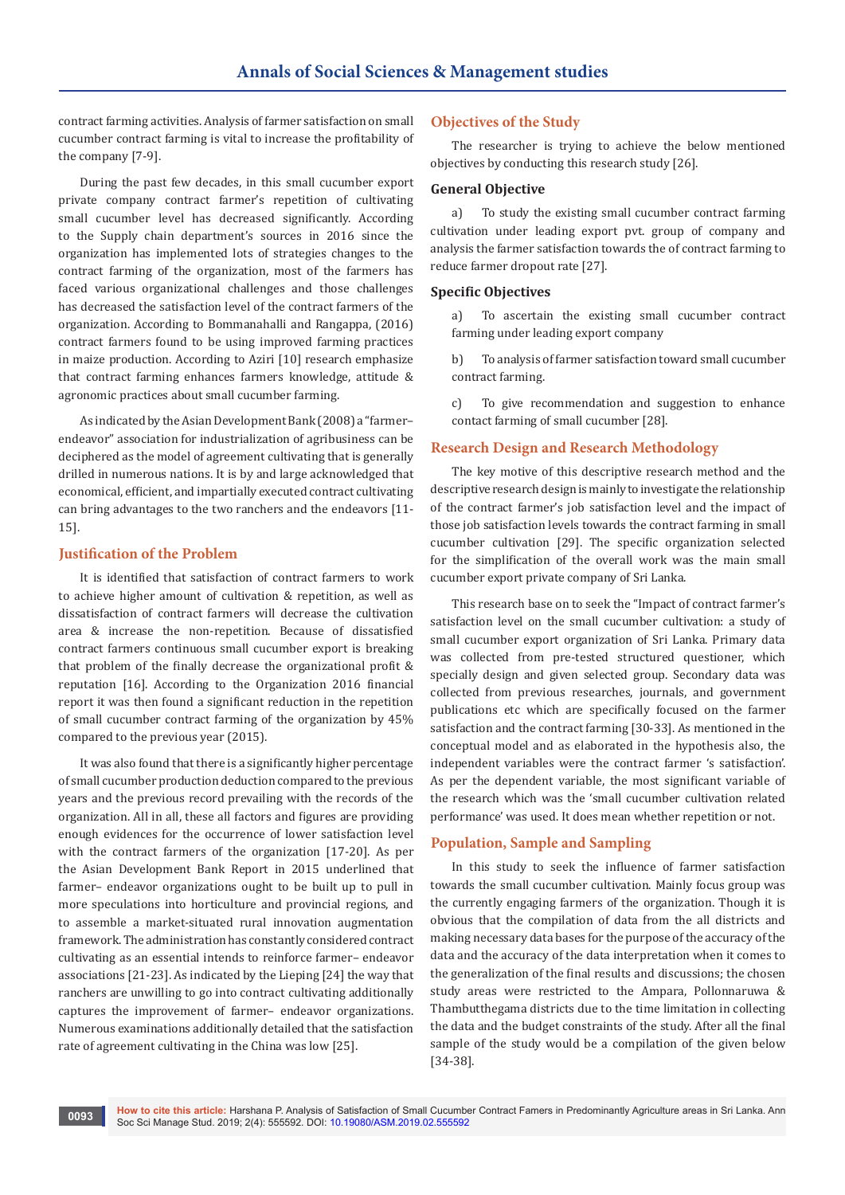contract farming activities. Analysis of farmer satisfaction on small cucumber contract farming is vital to increase the profitability of the company [7-9].

During the past few decades, in this small cucumber export private company contract farmer's repetition of cultivating small cucumber level has decreased significantly. According to the Supply chain department's sources in 2016 since the organization has implemented lots of strategies changes to the contract farming of the organization, most of the farmers has faced various organizational challenges and those challenges has decreased the satisfaction level of the contract farmers of the organization. According to Bommanahalli and Rangappa, (2016) contract farmers found to be using improved farming practices in maize production. According to Aziri [10] research emphasize that contract farming enhances farmers knowledge, attitude & agronomic practices about small cucumber farming.

As indicated by the Asian Development Bank (2008) a "farmer–endeavor" association for industrialization of agribusiness can be deciphered as the model of agreement cultivating that is generally drilled in numerous nations. It is by and large acknowledged that economical, efficient, and impartially executed contract cultivating can bring advantages to the two ranchers and the endeavors [11-15].

## Justification of the Problem

It is identified that satisfaction of contract farmers to work to achieve higher amount of cultivation & repetition, as well as dissatisfaction of contract farmers will decrease the cultivation area & increase the non-repetition. Because of dissatisfied contract farmers continuous small cucumber export is breaking that problem of the finally decrease the organizational profit & reputation [16]. According to the Organization 2016 financial report it was then found a significant reduction in the repetition of small cucumber contract farming of the organization by 45% compared to the previous year (2015).

It was also found that there is a significantly higher percentage of small cucumber production deduction compared to the previous years and the previous record prevailing with the records of the organization. All in all, these all factors and figures are providing enough evidences for the occurrence of lower satisfaction level with the contract farmers of the organization [17-20]. As per the Asian Development Bank Report in 2015 underlined that farmer– endeavor organizations ought to be built up to pull in more speculations into horticulture and provincial regions, and to assemble a market-situated rural innovation augmentation framework. The administration has constantly considered contract cultivating as an essential intends to reinforce farmer– endeavor associations [21-23]. As indicated by the Lieping [24] the way that ranchers are unwilling to go into contract cultivating additionally captures the improvement of farmer– endeavor organizations. Numerous examinations additionally detailed that the satisfaction rate of agreement cultivating in the China was low [25].

## Objectives of the Study

The researcher is trying to achieve the below mentioned objectives by conducting this research study [26].

### General Objective

a) To study the existing small cucumber contract farming cultivation under leading export pvt. group of company and analysis the farmer satisfaction towards the of contract farming to reduce farmer dropout rate [27].

### Specific Objectives

a) To ascertain the existing small cucumber contract farming under leading export company

b) To analysis of farmer satisfaction toward small cucumber contract farming.

c) To give recommendation and suggestion to enhance contact farming of small cucumber [28].

## Research Design and Research Methodology

The key motive of this descriptive research method and the descriptive research design is mainly to investigate the relationship of the contract farmer's job satisfaction level and the impact of those job satisfaction levels towards the contract farming in small cucumber cultivation [29]. The specific organization selected for the simplification of the overall work was the main small cucumber export private company of Sri Lanka.

This research base on to seek the "Impact of contract farmer's satisfaction level on the small cucumber cultivation: a study of small cucumber export organization of Sri Lanka. Primary data was collected from pre-tested structured questioner, which specially design and given selected group. Secondary data was collected from previous researches, journals, and government publications etc which are specifically focused on the farmer satisfaction and the contract farming [30-33]. As mentioned in the conceptual model and as elaborated in the hypothesis also, the independent variables were the contract farmer 's satisfaction'. As per the dependent variable, the most significant variable of the research which was the 'small cucumber cultivation related performance' was used. It does mean whether repetition or not.

## Population, Sample and Sampling

In this study to seek the influence of farmer satisfaction towards the small cucumber cultivation. Mainly focus group was the currently engaging farmers of the organization. Though it is obvious that the compilation of data from the all districts and making necessary data bases for the purpose of the accuracy of the data and the accuracy of the data interpretation when it comes to the generalization of the final results and discussions; the chosen study areas were restricted to the Ampara, Pollonnaruwa & Thambutthegama districts due to the time limitation in collecting the data and the budget constraints of the study. After all the final sample of the study would be a compilation of the given below [34-38].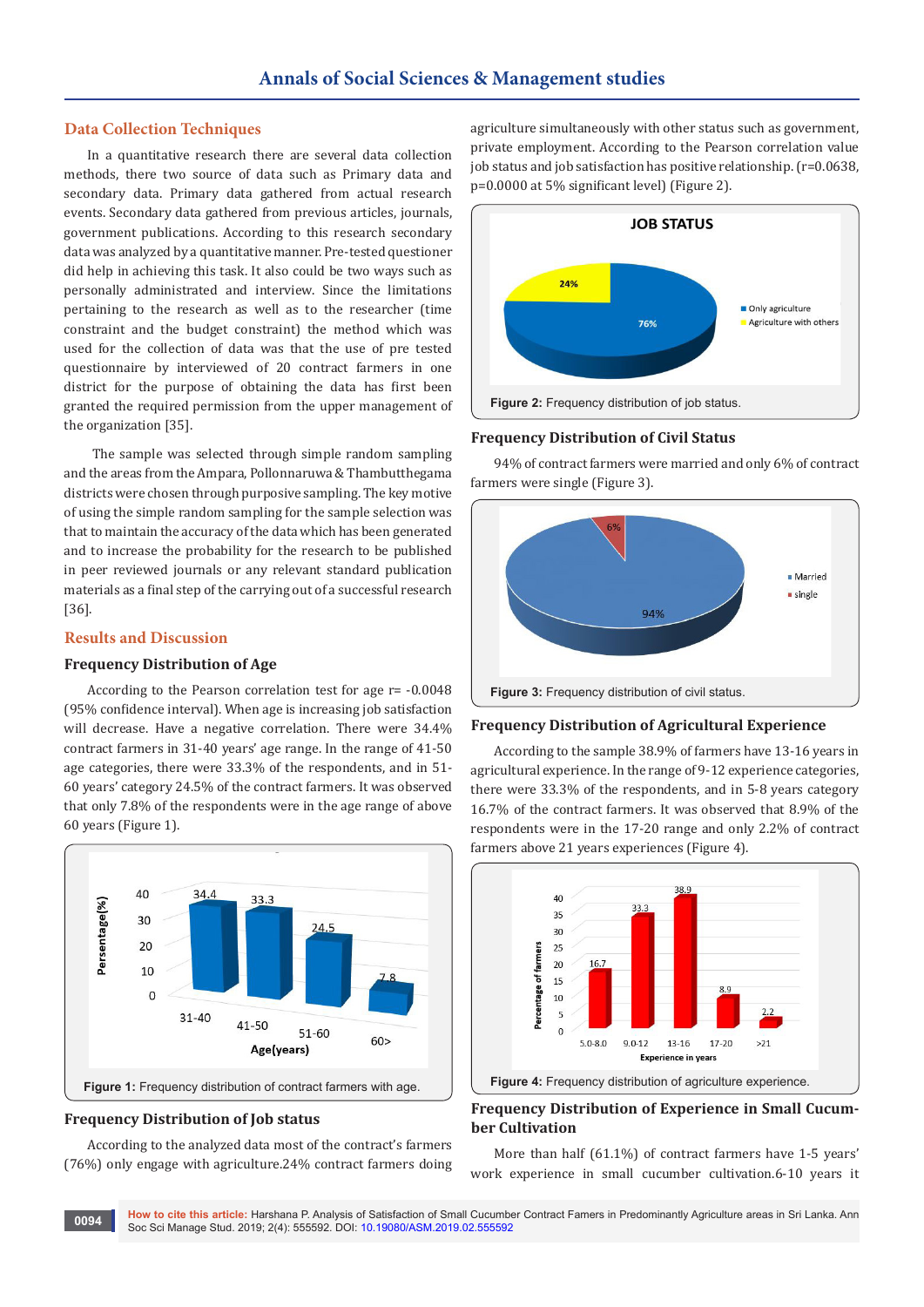## Data Collection Techniques

In a quantitative research there are several data collection methods, there two source of data such as Primary data and secondary data. Primary data gathered from actual research events. Secondary data gathered from previous articles, journals, government publications. According to this research secondary data was analyzed by a quantitative manner. Pre-tested questioner did help in achieving this task. It also could be two ways such as personally administrated and interview. Since the limitations pertaining to the research as well as to the researcher (time constraint and the budget constraint) the method which was used for the collection of data was that the use of pre tested questionnaire by interviewed of 20 contract farmers in one district for the purpose of obtaining the data has first been granted the required permission from the upper management of the organization [35].

The sample was selected through simple random sampling and the areas from the Ampara, Pollonnaruwa & Thambutthegama districts were chosen through purposive sampling. The key motive of using the simple random sampling for the sample selection was that to maintain the accuracy of the data which has been generated and to increase the probability for the research to be published in peer reviewed journals or any relevant standard publication materials as a final step of the carrying out of a successful research [36].

## Results and Discussion

### Frequency Distribution of Age

According to the Pearson correlation test for age r= -0.0048 (95% confidence interval). When age is increasing job satisfaction will decrease. Have a negative correlation. There were 34.4% contract farmers in 31-40 years' age range. In the range of 41-50 age categories, there were 33.3% of the respondents, and in 51-60 years' category 24.5% of the contract farmers. It was observed that only 7.8% of the respondents were in the age range of above 60 years (Figure 1).

**Figure 1:** Frequency distribution of contract farmers with age.

### Frequency Distribution of Job status

According to the analyzed data most of the contract's farmers (76%) only engage with agriculture.24% contract farmers doing agriculture simultaneously with other status such as government, private employment. According to the Pearson correlation value job status and job satisfaction has positive relationship. (r=0.0638, p=0.0000 at 5% significant level) (Figure 2).

**Figure 2:** Frequency distribution of job status.

### Frequency Distribution of Civil Status

94% of contract farmers were married and only 6% of contract farmers were single (Figure 3).

**Figure 3:** Frequency distribution of civil status.

### Frequency Distribution of Agricultural Experience

According to the sample 38.9% of farmers have 13-16 years in agricultural experience. In the range of 9-12 experience categories, there were 33.3% of the respondents, and in 5-8 years category 16.7% of the contract farmers. It was observed that 8.9% of the respondents were in the 17-20 range and only 2.2% of contract farmers above 21 years experiences (Figure 4).

**Figure 4:** Frequency distribution of agriculture experience.

### Frequency Distribution of Experience in Small Cucumber Cultivation

More than half (61.1%) of contract farmers have 1-5 years' work experience in small cucumber cultivation.6-10 years it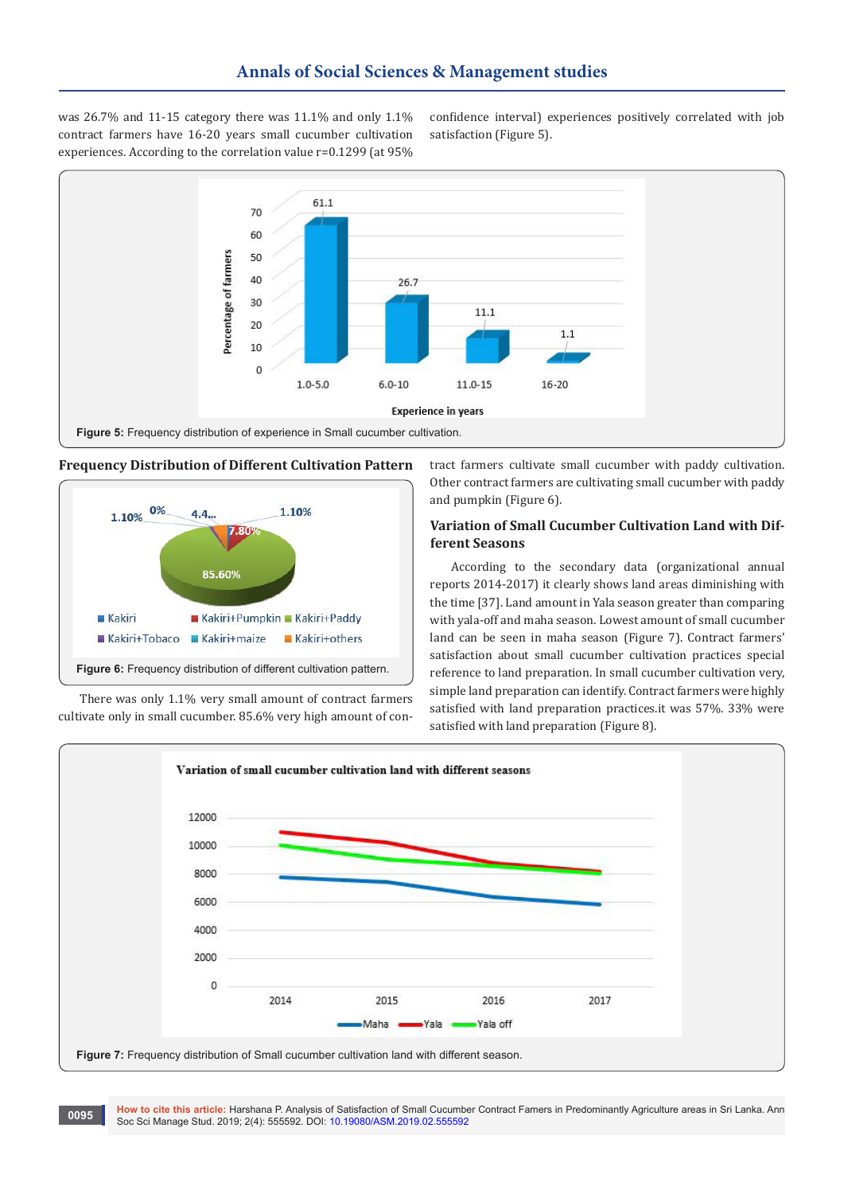was 26.7% and 11-15 category there was 11.1% and only 1.1% contract farmers have 16-20 years small cucumber cultivation experiences. According to the correlation value r=0.1299 (at 95% confidence interval) experiences positively correlated with job satisfaction (Figure 5).

**Figure 5:** Frequency distribution of experience in Small cucumber cultivation.

## Frequency Distribution of Different Cultivation Pattern

**Figure 6:** Frequency distribution of different cultivation pattern.

There was only 1.1% very small amount of contract farmers cultivate only in small cucumber. 85.6% very high amount of contract farmers cultivate small cucumber with paddy cultivation. Other contract farmers are cultivating small cucumber with paddy and pumpkin (Figure 6).

## Variation of Small Cucumber Cultivation Land with Different Seasons

According to the secondary data (organizational annual reports 2014-2017) it clearly shows land areas diminishing with the time [37]. Land amount in Yala season greater than comparing with yala-off and maha season. Lowest amount of small cucumber land can be seen in maha season (Figure 7). Contract farmers' satisfaction about small cucumber cultivation practices special reference to land preparation. In small cucumber cultivation very, simple land preparation can identify. Contract farmers were highly satisfied with land preparation practices.it was 57%. 33% were satisfied with land preparation (Figure 8).

**Figure 7:** Frequency distribution of Small cucumber cultivation land with different season.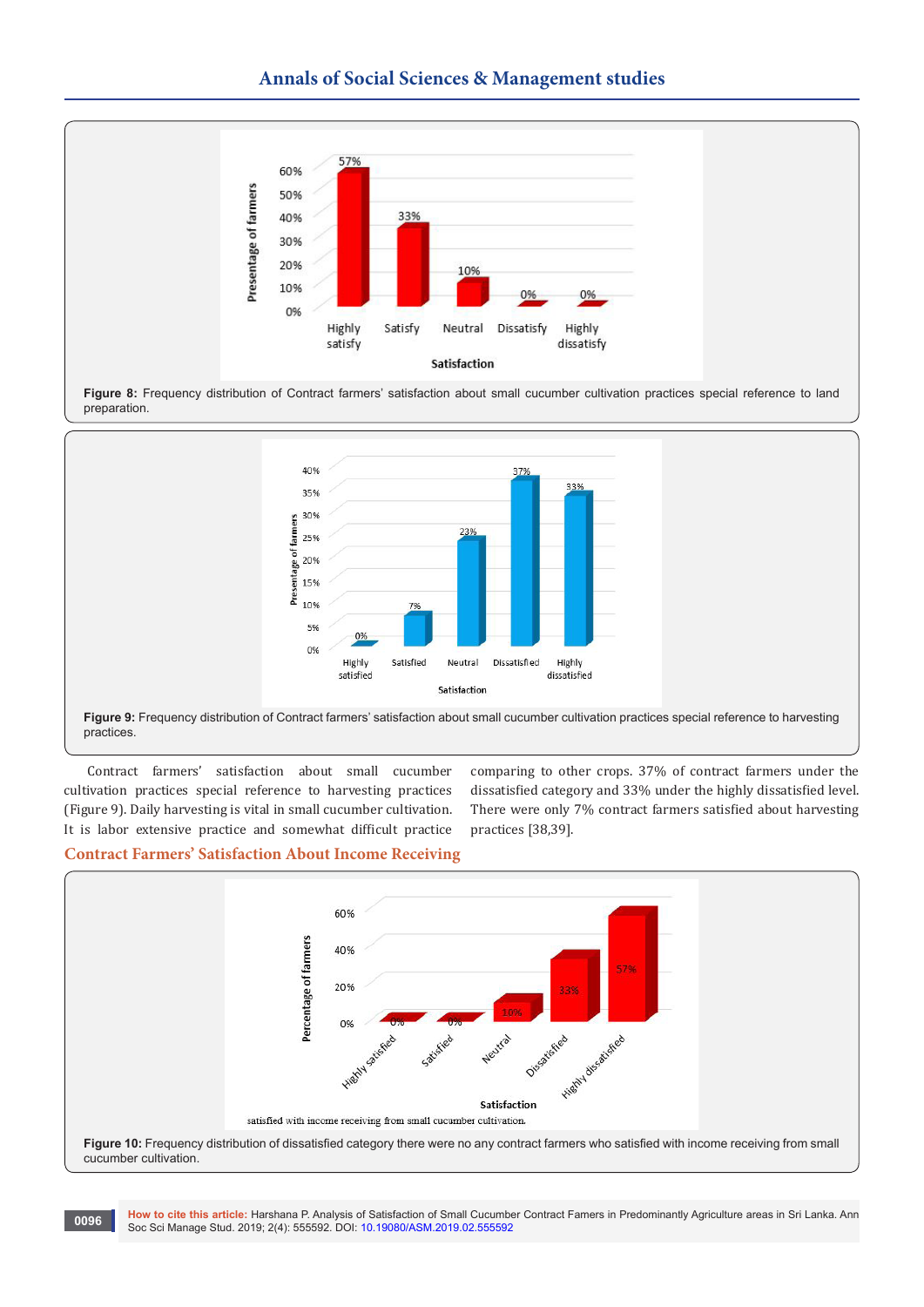Figure 8: Frequency distribution of Contract farmers' satisfaction about small cucumber cultivation practices special reference to land preparation.

Figure 9: Frequency distribution of Contract farmers' satisfaction about small cucumber cultivation practices special reference to harvesting practices.

Contract farmers' satisfaction about small cucumber cultivation practices special reference to harvesting practices (Figure 9). Daily harvesting is vital in small cucumber cultivation. It is labor extensive practice and somewhat difficult practice comparing to other crops. 37% of contract farmers under the dissatisfied category and 33% under the highly dissatisfied level. There were only 7% contract farmers satisfied about harvesting practices [38,39].

## Contract Farmers' Satisfaction About Income Receiving

satisfied with income receiving from small cucumber cultivation.

Figure 10: Frequency distribution of dissatisfied category there were no any contract farmers who satisfied with income receiving from small cucumber cultivation.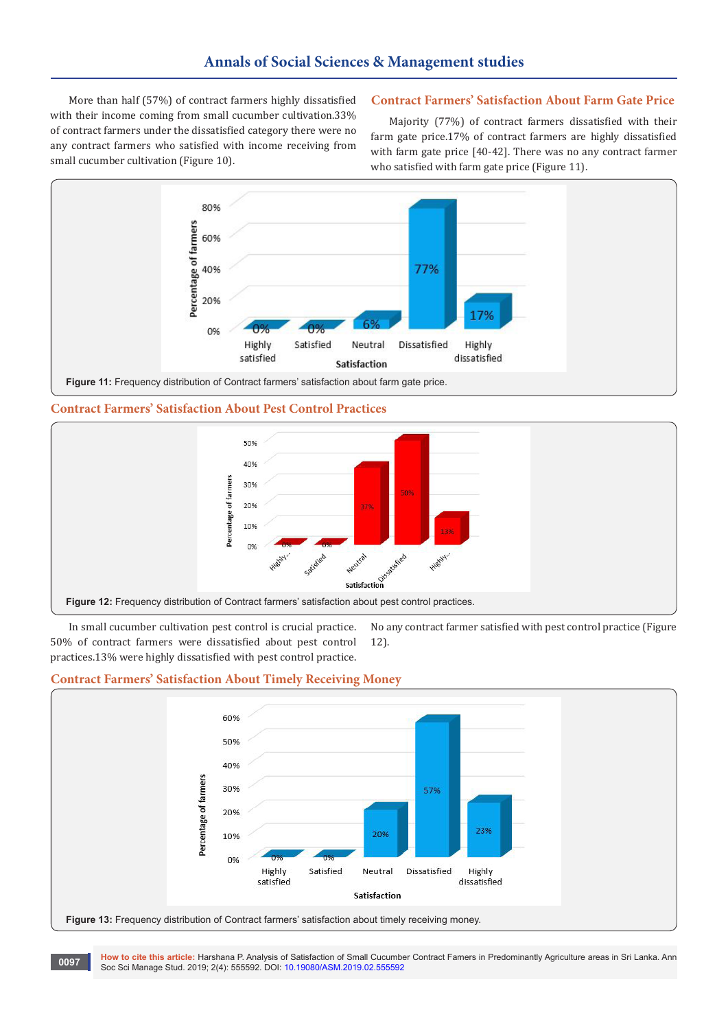More than half (57%) of contract farmers highly dissatisfied with their income coming from small cucumber cultivation.33% of contract farmers under the dissatisfied category there were no any contract farmers who satisfied with income receiving from small cucumber cultivation (Figure 10).

## Contract Farmers' Satisfaction About Farm Gate Price

Majority (77%) of contract farmers dissatisfied with their farm gate price.17% of contract farmers are highly dissatisfied with farm gate price [40-42]. There was no any contract farmer who satisfied with farm gate price (Figure 11).

**Figure 11:** Frequency distribution of Contract farmers' satisfaction about farm gate price.

## Contract Farmers' Satisfaction About Pest Control Practices

**Figure 12:** Frequency distribution of Contract farmers' satisfaction about pest control practices.

In small cucumber cultivation pest control is crucial practice. 50% of contract farmers were dissatisfied about pest control practices.13% were highly dissatisfied with pest control practice. No any contract farmer satisfied with pest control practice (Figure 12).

## Contract Farmers' Satisfaction About Timely Receiving Money

**Figure 13:** Frequency distribution of Contract farmers' satisfaction about timely receiving money.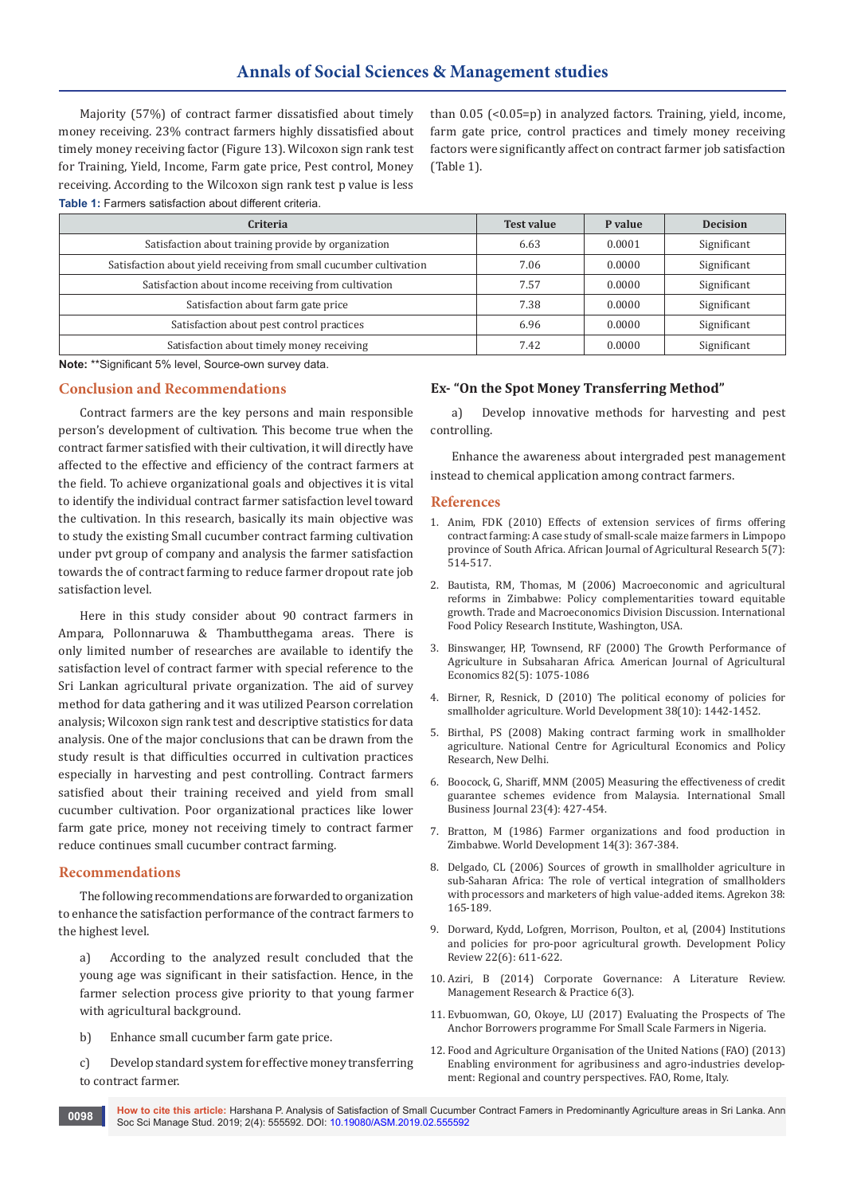Majority (57%) of contract farmer dissatisfied about timely money receiving. 23% contract farmers highly dissatisfied about timely money receiving factor (Figure 13). Wilcoxon sign rank test for Training, Yield, Income, Farm gate price, Pest control, Money receiving. According to the Wilcoxon sign rank test p value is less than 0.05 (<0.05=p) in analyzed factors. Training, yield, income, farm gate price, control practices and timely money receiving factors were significantly affect on contract farmer job satisfaction (Table 1).

**Table 1:** Farmers satisfaction about different criteria.

| Criteria | Test value | P value | Decision |
|---|---|---|---|
| Satisfaction about training provide by organization | 6.63 | 0.0001 | Significant |
| Satisfaction about yield receiving from small cucumber cultivation | 7.06 | 0.0000 | Significant |
| Satisfaction about income receiving from cultivation | 7.57 | 0.0000 | Significant |
| Satisfaction about farm gate price | 7.38 | 0.0000 | Significant |
| Satisfaction about pest control practices | 6.96 | 0.0000 | Significant |
| Satisfaction about timely money receiving | 7.42 | 0.0000 | Significant |

**Note:** **Significant 5% level, Source-own survey data.

## Conclusion and Recommendations

Contract farmers are the key persons and main responsible person's development of cultivation. This become true when the contract farmer satisfied with their cultivation, it will directly have affected to the effective and efficiency of the contract farmers at the field. To achieve organizational goals and objectives it is vital to identify the individual contract farmer satisfaction level toward the cultivation. In this research, basically its main objective was to study the existing Small cucumber contract farming cultivation under pvt group of company and analysis the farmer satisfaction towards the of contract farming to reduce farmer dropout rate job satisfaction level.

Here in this study consider about 90 contract farmers in Ampara, Pollonnaruwa & Thambutthegama areas. There is only limited number of researches are available to identify the satisfaction level of contract farmer with special reference to the Sri Lankan agricultural private organization. The aid of survey method for data gathering and it was utilized Pearson correlation analysis; Wilcoxon sign rank test and descriptive statistics for data analysis. One of the major conclusions that can be drawn from the study result is that difficulties occurred in cultivation practices especially in harvesting and pest controlling. Contract farmers satisfied about their training received and yield from small cucumber cultivation. Poor organizational practices like lower farm gate price, money not receiving timely to contract farmer reduce continues small cucumber contract farming.

## Recommendations

The following recommendations are forwarded to organization to enhance the satisfaction performance of the contract farmers to the highest level.

a) According to the analyzed result concluded that the young age was significant in their satisfaction. Hence, in the farmer selection process give priority to that young farmer with agricultural background.

b) Enhance small cucumber farm gate price.

c) Develop standard system for effective money transferring to contract farmer.

**Ex- "On the Spot Money Transferring Method"**

a) Develop innovative methods for harvesting and pest controlling.

Enhance the awareness about intergraded pest management instead to chemical application among contract farmers.

## References

1. Anim, FDK (2010) Effects of extension services of firms offering contract farming: A case study of small-scale maize farmers in Limpopo province of South Africa. African Journal of Agricultural Research 5(7): 514-517.
2. Bautista, RM, Thomas, M (2006) Macroeconomic and agricultural reforms in Zimbabwe: Policy complementarities toward equitable growth. Trade and Macroeconomics Division Discussion. International Food Policy Research Institute, Washington, USA.
3. Binswanger, HP, Townsend, RF (2000) The Growth Performance of Agriculture in Subsaharan Africa. American Journal of Agricultural Economics 82(5): 1075-1086
4. Birner, R, Resnick, D (2010) The political economy of policies for smallholder agriculture. World Development 38(10): 1442-1452.
5. Birthal, PS (2008) Making contract farming work in smallholder agriculture. National Centre for Agricultural Economics and Policy Research, New Delhi.
6. Boocock, G, Shariff, MNM (2005) Measuring the effectiveness of credit guarantee schemes evidence from Malaysia. International Small Business Journal 23(4): 427-454.
7. Bratton, M (1986) Farmer organizations and food production in Zimbabwe. World Development 14(3): 367-384.
8. Delgado, CL (2006) Sources of growth in smallholder agriculture in sub-Saharan Africa: The role of vertical integration of smallholders with processors and marketers of high value-added items. Agrekon 38: 165-189.
9. Dorward, Kydd, Lofgren, Morrison, Poulton, et al, (2004) Institutions and policies for pro-poor agricultural growth. Development Policy Review 22(6): 611-622.
10. Aziri, B (2014) Corporate Governance: A Literature Review. Management Research & Practice 6(3).
11. Evbuomwan, GO, Okoye, LU (2017) Evaluating the Prospects of The Anchor Borrowers programme For Small Scale Farmers in Nigeria.
12. Food and Agriculture Organisation of the United Nations (FAO) (2013) Enabling environment for agribusiness and agro-industries development: Regional and country perspectives. FAO, Rome, Italy.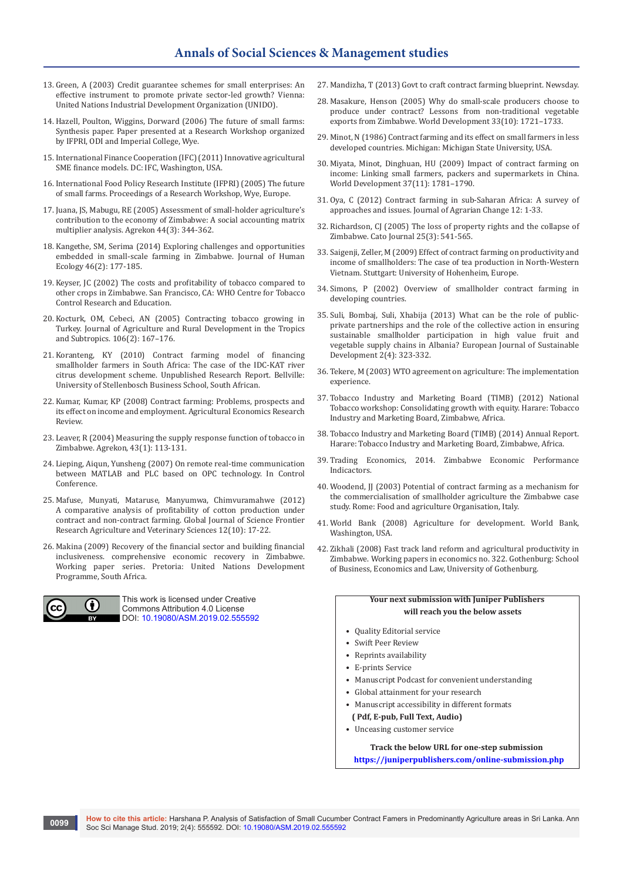13. Green, A (2003) Credit guarantee schemes for small enterprises: An effective instrument to promote private sector-led growth? Vienna: United Nations Industrial Development Organization (UNIDO).
14. Hazell, Poulton, Wiggins, Dorward (2006) The future of small farms: Synthesis paper. Paper presented at a Research Workshop organized by IFPRI, ODI and Imperial College, Wye.
15. International Finance Cooperation (IFC) (2011) Innovative agricultural SME finance models. DC: IFC, Washington, USA.
16. International Food Policy Research Institute (IFPRI) (2005) The future of small farms. Proceedings of a Research Workshop, Wye, Europe.
17. Juana, JS, Mabugu, RE (2005) Assessment of small-holder agriculture's contribution to the economy of Zimbabwe: A social accounting matrix multiplier analysis. Agrekon 44(3): 344-362.
18. Kangethe, SM, Serima (2014) Exploring challenges and opportunities embedded in small-scale farming in Zimbabwe. Journal of Human Ecology 46(2): 177-185.
19. Keyser, JC (2002) The costs and profitability of tobacco compared to other crops in Zimbabwe. San Francisco, CA: WHO Centre for Tobacco Control Research and Education.
20. Kocturk, OM, Cebeci, AN (2005) Contracting tobacco growing in Turkey. Journal of Agriculture and Rural Development in the Tropics and Subtropics. 106(2): 167–176.
21. Koranteng, KY (2010) Contract farming model of financing smallholder farmers in South Africa: The case of the IDC-KAT river citrus development scheme. Unpublished Research Report. Bellville: University of Stellenbosch Business School, South African.
22. Kumar, Kumar, KP (2008) Contract farming: Problems, prospects and its effect on income and employment. Agricultural Economics Research Review.
23. Leaver, R (2004) Measuring the supply response function of tobacco in Zimbabwe. Agrekon, 43(1): 113-131.
24. Lieping, Aiqun, Yunsheng (2007) On remote real-time communication between MATLAB and PLC based on OPC technology. In Control Conference.
25. Mafuse, Munyati, Mataruse, Manyumwa, Chimvuramahwe (2012) A comparative analysis of profitability of cotton production under contract and non-contract farming. Global Journal of Science Frontier Research Agriculture and Veterinary Sciences 12(10): 17-22.
26. Makina (2009) Recovery of the financial sector and building financial inclusiveness. comprehensive economic recovery in Zimbabwe. Working paper series. Pretoria: United Nations Development Programme, South Africa.
27. Mandizha, T (2013) Govt to craft contract farming blueprint. Newsday.
28. Masakure, Henson (2005) Why do small-scale producers choose to produce under contract? Lessons from non-traditional vegetable exports from Zimbabwe. World Development 33(10): 1721–1733.
29. Minot, N (1986) Contract farming and its effect on small farmers in less developed countries. Michigan: Michigan State University, USA.
30. Miyata, Minot, Dinghuan, HU (2009) Impact of contract farming on income: Linking small farmers, packers and supermarkets in China. World Development 37(11): 1781–1790.
31. Oya, C (2012) Contract farming in sub-Saharan Africa: A survey of approaches and issues. Journal of Agrarian Change 12: 1-33.
32. Richardson, CJ (2005) The loss of property rights and the collapse of Zimbabwe. Cato Journal 25(3): 541-565.
33. Saigenji, Zeller, M (2009) Effect of contract farming on productivity and income of smallholders: The case of tea production in North-Western Vietnam. Stuttgart: University of Hohenheim, Europe.
34. Simons, P (2002) Overview of smallholder contract farming in developing countries.
35. Suli, Bombaj, Suli, Xhabija (2013) What can be the role of public-private partnerships and the role of the collective action in ensuring sustainable smallholder participation in high value fruit and vegetable supply chains in Albania? European Journal of Sustainable Development 2(4): 323-332.
36. Tekere, M (2003) WTO agreement on agriculture: The implementation experience.
37. Tobacco Industry and Marketing Board (TIMB) (2012) National Tobacco workshop: Consolidating growth with equity. Harare: Tobacco Industry and Marketing Board, Zimbabwe, Africa.
38. Tobacco Industry and Marketing Board (TIMB) (2014) Annual Report. Harare: Tobacco Industry and Marketing Board, Zimbabwe, Africa.
39. Trading Economics, 2014. Zimbabwe Economic Performance Indicators.
40. Woodend, JJ (2003) Potential of contract farming as a mechanism for the commercialisation of smallholder agriculture the Zimbabwe case study. Rome: Food and agriculture Organisation, Italy.
41. World Bank (2008) Agriculture for development. World Bank, Washington, USA.
42. Zikhali (2008) Fast track land reform and agricultural productivity in Zimbabwe. Working papers in economics no. 322. Gothenburg: School of Business, Economics and Law, University of Gothenburg.

This work is licensed under Creative Commons Attribution 4.0 License
DOI: 10.19080/ASM.2019.02.555592

**Your next submission with Juniper Publishers will reach you the below assets**

- Quality Editorial service
- Swift Peer Review
- Reprints availability
- E-prints Service
- Manuscript Podcast for convenient understanding
- Global attainment for your research
- Manuscript accessibility in different formats
  **( Pdf, E-pub, Full Text, Audio)**
- Unceasing customer service

**Track the below URL for one-step submission**
**https://juniperpublishers.com/online-submission.php**

**How to cite this article:** Harshana P. Analysis of Satisfaction of Small Cucumber Contract Famers in Predominantly Agriculture areas in Sri Lanka. Ann Soc Sci Manage Stud. 2019; 2(4): 555592. DOI: 10.19080/ASM.2019.02.555592